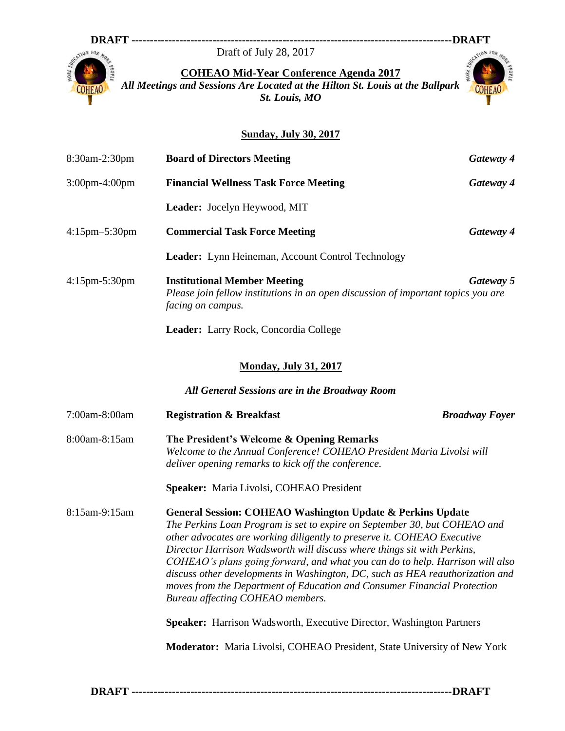**DRAFT ---------------------------------------------------------------------------------------DRAFT**

Draft of July 28, 2017

# COHEAO Mid-Year Conference Agenda 2017

***All Meetings and Sessions Are Located at the Hilton St. Louis at the Ballpark St. Louis, MO***

## Sunday, July 30, 2017

| Time | Event | Location |
|---|---|---|
| 8:30am-2:30pm | **Board of Directors Meeting** | ***Gateway 4*** |
| 3:00pm-4:00pm | **Financial Wellness Task Force Meeting**<br><br>**Leader:** Jocelyn Heywood, MIT | ***Gateway 4*** |
| 4:15pm–5:30pm | **Commercial Task Force Meeting**<br><br>**Leader:** Lynn Heineman, Account Control Technology | ***Gateway 4*** |
| 4:15pm-5:30pm | **Institutional Member Meeting**<br>*Please join fellow institutions in an open discussion of important topics you are facing on campus.*<br><br>**Leader:** Larry Rock, Concordia College | ***Gateway 5*** |

## Monday, July 31, 2017

*All General Sessions are in the Broadway Room*

| Time | Event | Location |
|---|---|---|
| 7:00am-8:00am | **Registration & Breakfast** | ***Broadway Foyer*** |
| 8:00am-8:15am | **The President's Welcome & Opening Remarks**<br>*Welcome to the Annual Conference! COHEAO President Maria Livolsi will deliver opening remarks to kick off the conference.*<br><br>**Speaker:** Maria Livolsi, COHEAO President | |
| 8:15am-9:15am | **General Session: COHEAO Washington Update & Perkins Update**<br>*The Perkins Loan Program is set to expire on September 30, but COHEAO and other advocates are working diligently to preserve it. COHEAO Executive Director Harrison Wadsworth will discuss where things sit with Perkins, COHEAO's plans going forward, and what you can do to help. Harrison will also discuss other developments in Washington, DC, such as HEA reauthorization and moves from the Department of Education and Consumer Financial Protection Bureau affecting COHEAO members.*<br><br>**Speaker:** Harrison Wadsworth, Executive Director, Washington Partners<br><br>**Moderator:** Maria Livolsi, COHEAO President, State University of New York | |

**DRAFT ---------------------------------------------------------------------------------------DRAFT**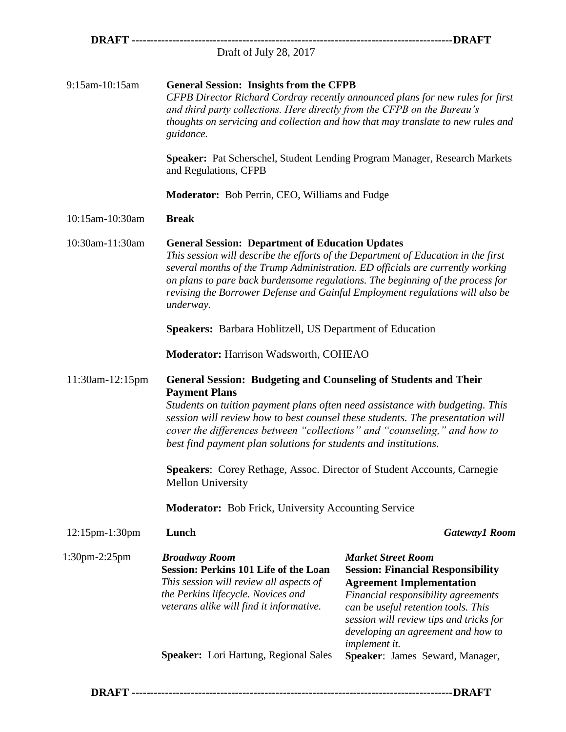Draft of July 28, 2017

**9:15am-10:15am** — **General Session: Insights from the CFPB**

*CFPB Director Richard Cordray recently announced plans for new rules for first and third party collections. Here directly from the CFPB on the Bureau's thoughts on servicing and collection and how that may translate to new rules and guidance.*

**Speaker:** Pat Scherschel, Student Lending Program Manager, Research Markets and Regulations, CFPB

**Moderator:** Bob Perrin, CEO, Williams and Fudge

**10:15am-10:30am** — **Break**

**10:30am-11:30am** — **General Session: Department of Education Updates**

*This session will describe the efforts of the Department of Education in the first several months of the Trump Administration. ED officials are currently working on plans to pare back burdensome regulations. The beginning of the process for revising the Borrower Defense and Gainful Employment regulations will also be underway.*

**Speakers:** Barbara Hoblitzell, US Department of Education

**Moderator:** Harrison Wadsworth, COHEAO

**11:30am-12:15pm** — **General Session: Budgeting and Counseling of Students and Their Payment Plans**

*Students on tuition payment plans often need assistance with budgeting. This session will review how to best counsel these students. The presentation will cover the differences between "collections" and "counseling," and how to best find payment plan solutions for students and institutions.*

**Speakers**: Corey Rethage, Assoc. Director of Student Accounts, Carnegie Mellon University

**Moderator:** Bob Frick, University Accounting Service

**12:15pm-1:30pm** — **Lunch** — ***Gateway1 Room***

**1:30pm-2:25pm**

***Broadway Room***

**Session: Perkins 101 Life of the Loan**

*This session will review all aspects of the Perkins lifecycle. Novices and veterans alike will find it informative.*

**Speaker:** Lori Hartung, Regional Sales

***Market Street Room***

**Session: Financial Responsibility Agreement Implementation**

*Financial responsibility agreements can be useful retention tools. This session will review tips and tricks for developing an agreement and how to implement it.*

**Speaker**: James Seward, Manager,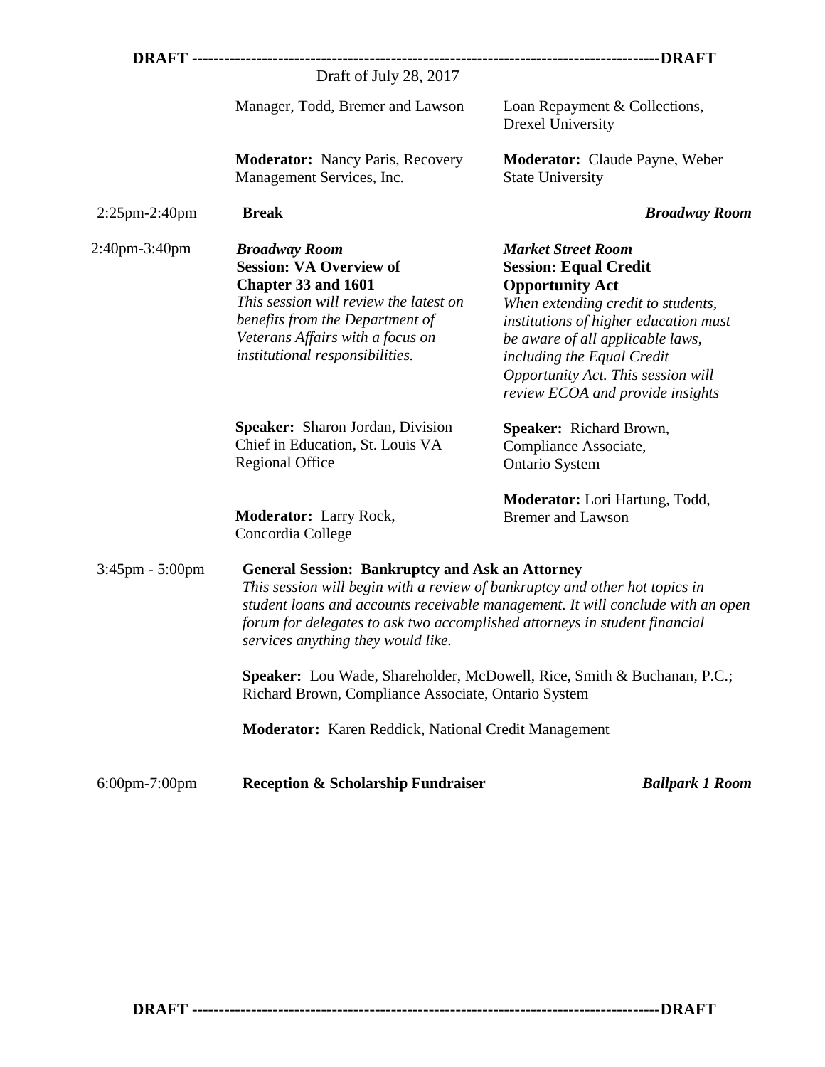Draft of July 28, 2017

| | | |
|---|---|---|
| | Manager, Todd, Bremer and Lawson | Loan Repayment & Collections, Drexel University |
| | **Moderator:** Nancy Paris, Recovery Management Services, Inc. | **Moderator:** Claude Payne, Weber State University |
| 2:25pm-2:40pm | **Break** | ***Broadway Room*** |
| 2:40pm-3:40pm | ***Broadway Room*** **Session: VA Overview of Chapter 33 and 1601** *This session will review the latest on benefits from the Department of Veterans Affairs with a focus on institutional responsibilities.* | ***Market Street Room*** **Session: Equal Credit Opportunity Act** *When extending credit to students, institutions of higher education must be aware of all applicable laws, including the Equal Credit Opportunity Act. This session will review ECOA and provide insights* |
| | **Speaker:** Sharon Jordan, Division Chief in Education, St. Louis VA Regional Office | **Speaker:** Richard Brown, Compliance Associate, Ontario System |
| | **Moderator:** Larry Rock, Concordia College | **Moderator:** Lori Hartung, Todd, Bremer and Lawson |

**3:45pm - 5:00pm** — **General Session: Bankruptcy and Ask an Attorney**

*This session will begin with a review of bankruptcy and other hot topics in student loans and accounts receivable management. It will conclude with an open forum for delegates to ask two accomplished attorneys in student financial services anything they would like.*

**Speaker:** Lou Wade, Shareholder, McDowell, Rice, Smith & Buchanan, P.C.; Richard Brown, Compliance Associate, Ontario System

**Moderator:** Karen Reddick, National Credit Management

**6:00pm-7:00pm** — **Reception & Scholarship Fundraiser** — ***Ballpark 1 Room***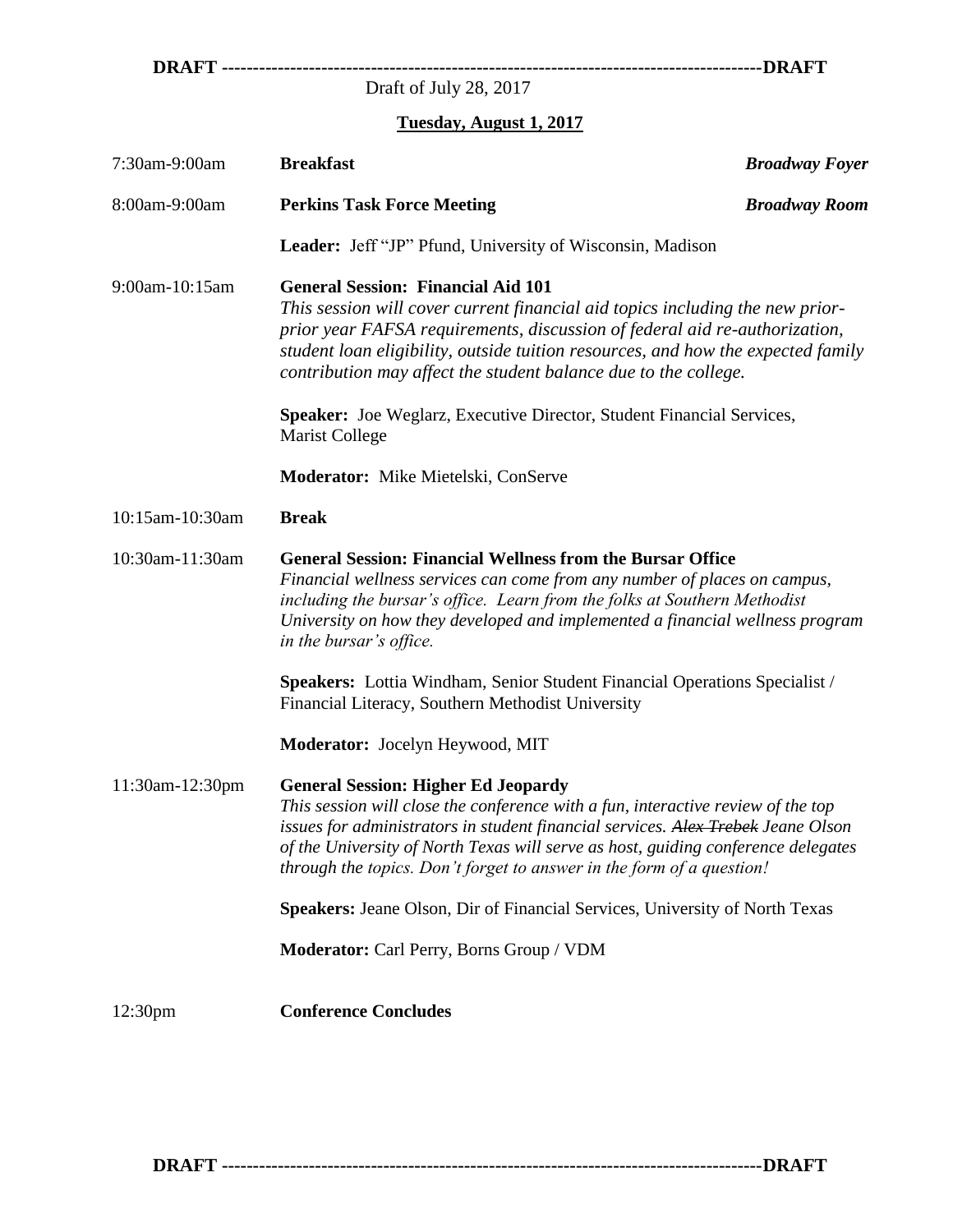**DRAFT ------------------------------------------------------------------------------------DRAFT**

Draft of July 28, 2017

**Tuesday, August 1, 2017**

7:30am-9:00am **Breakfast** ***Broadway Foyer***

8:00am-9:00am **Perkins Task Force Meeting** ***Broadway Room***

**Leader:** Jeff "JP" Pfund, University of Wisconsin, Madison

9:00am-10:15am **General Session: Financial Aid 101**

*This session will cover current financial aid topics including the new prior-prior year FAFSA requirements, discussion of federal aid re-authorization, student loan eligibility, outside tuition resources, and how the expected family contribution may affect the student balance due to the college.*

**Speaker:** Joe Weglarz, Executive Director, Student Financial Services, Marist College

**Moderator:** Mike Mietelski, ConServe

10:15am-10:30am **Break**

10:30am-11:30am **General Session: Financial Wellness from the Bursar Office**

*Financial wellness services can come from any number of places on campus, including the bursar's office. Learn from the folks at Southern Methodist University on how they developed and implemented a financial wellness program in the bursar's office.*

**Speakers:** Lottia Windham, Senior Student Financial Operations Specialist / Financial Literacy, Southern Methodist University

**Moderator:** Jocelyn Heywood, MIT

11:30am-12:30pm **General Session: Higher Ed Jeopardy**

*This session will close the conference with a fun, interactive review of the top issues for administrators in student financial services. ~~Alex Trebek~~ Jeane Olson of the University of North Texas will serve as host, guiding conference delegates through the topics. Don't forget to answer in the form of a question!*

**Speakers:** Jeane Olson, Dir of Financial Services, University of North Texas

**Moderator:** Carl Perry, Borns Group / VDM

12:30pm **Conference Concludes**

**DRAFT ------------------------------------------------------------------------------------DRAFT**